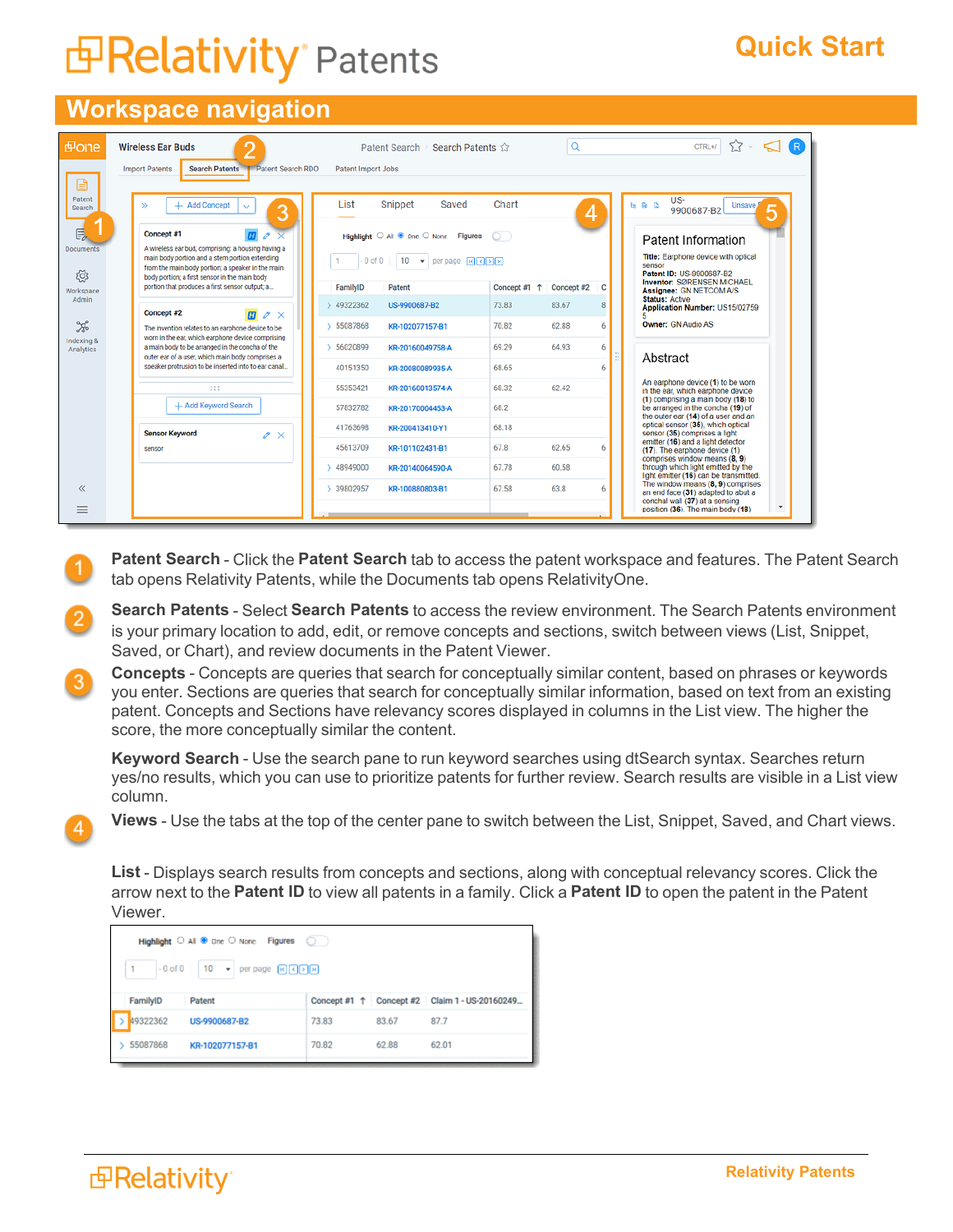# Relativity Patents

**Quick Start**

## Workspace navigation

**1** **Patent Search** - Click the **Patent Search** tab to access the patent workspace and features. The Patent Search tab opens Relativity Patents, while the Documents tab opens RelativityOne.

**2** **Search Patents** - Select **Search Patents** to access the review environment. The Search Patents environment is your primary location to add, edit, or remove concepts and sections, switch between views (List, Snippet, Saved, or Chart), and review documents in the Patent Viewer.

**3** **Concepts** - Concepts are queries that search for conceptually similar content, based on phrases or keywords you enter. Sections are queries that search for conceptually similar information, based on text from an existing patent. Concepts and Sections have relevancy scores displayed in columns in the List view. The higher the score, the more conceptually similar the content.

**Keyword Search** - Use the search pane to run keyword searches using dtSearch syntax. Searches return yes/no results, which you can use to prioritize patents for further review. Search results are visible in a List view column.

**4** **Views** - Use the tabs at the top of the center pane to switch between the List, Snippet, Saved, and Chart views.

**List** - Displays search results from concepts and sections, along with conceptual relevancy scores. Click the arrow next to the **Patent ID** to view all patents in a family. Click a **Patent ID** to open the patent in the Patent Viewer.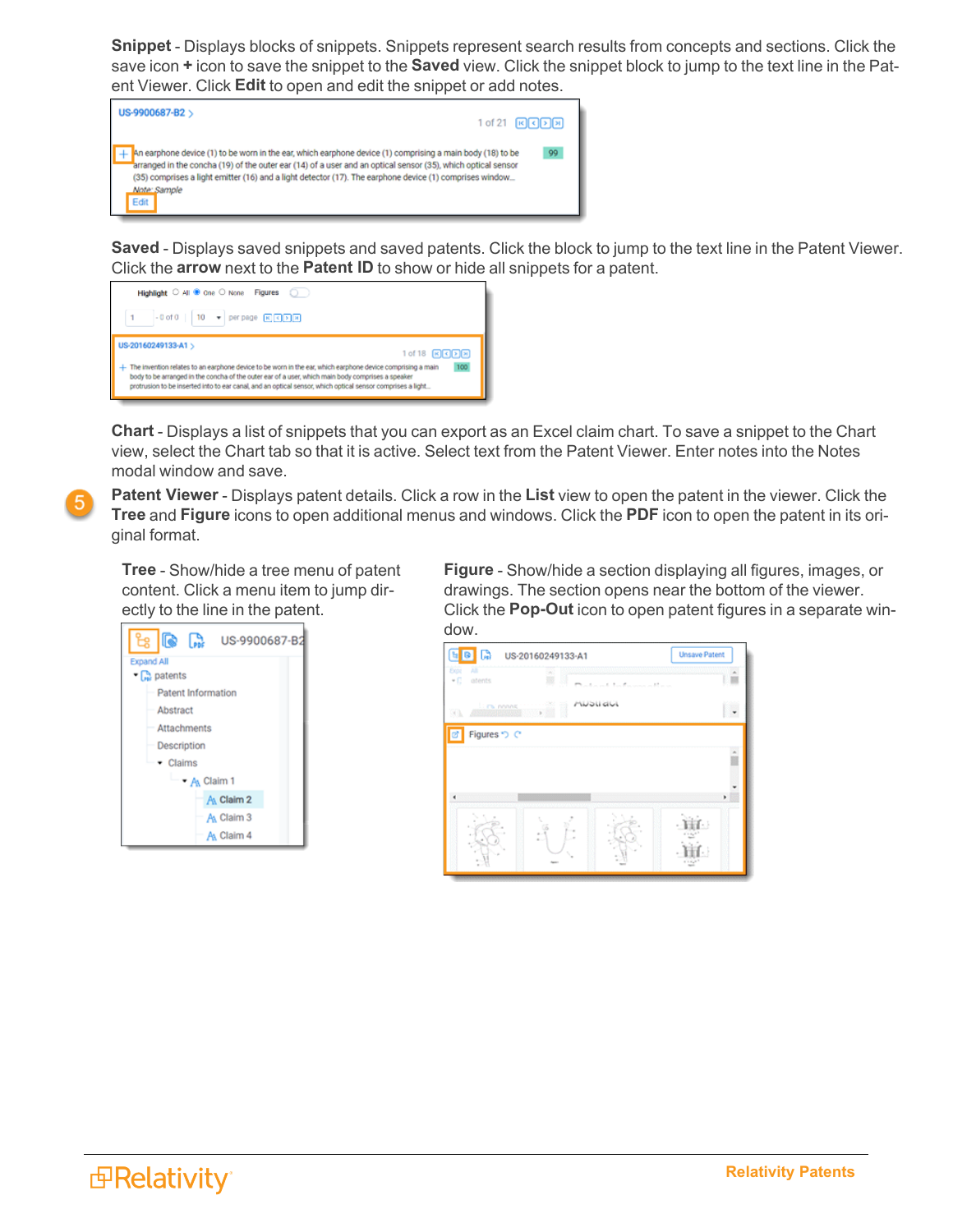**Snippet** - Displays blocks of snippets. Snippets represent search results from concepts and sections. Click the save icon **+** icon to save the snippet to the **Saved** view. Click the snippet block to jump to the text line in the Patent Viewer. Click **Edit** to open and edit the snippet or add notes.

**Saved** - Displays saved snippets and saved patents. Click the block to jump to the text line in the Patent Viewer. Click the **arrow** next to the **Patent ID** to show or hide all snippets for a patent.

**Chart** - Displays a list of snippets that you can export as an Excel claim chart. To save a snippet to the Chart view, select the Chart tab so that it is active. Select text from the Patent Viewer. Enter notes into the Notes modal window and save.

5. **Patent Viewer** - Displays patent details. Click a row in the **List** view to open the patent in the viewer. Click the **Tree** and **Figure** icons to open additional menus and windows. Click the **PDF** icon to open the patent in its original format.

**Tree** - Show/hide a tree menu of patent content. Click a menu item to jump directly to the line in the patent.

**Figure** - Show/hide a section displaying all figures, images, or drawings. The section opens near the bottom of the viewer. Click the **Pop-Out** icon to open patent figures in a separate window.